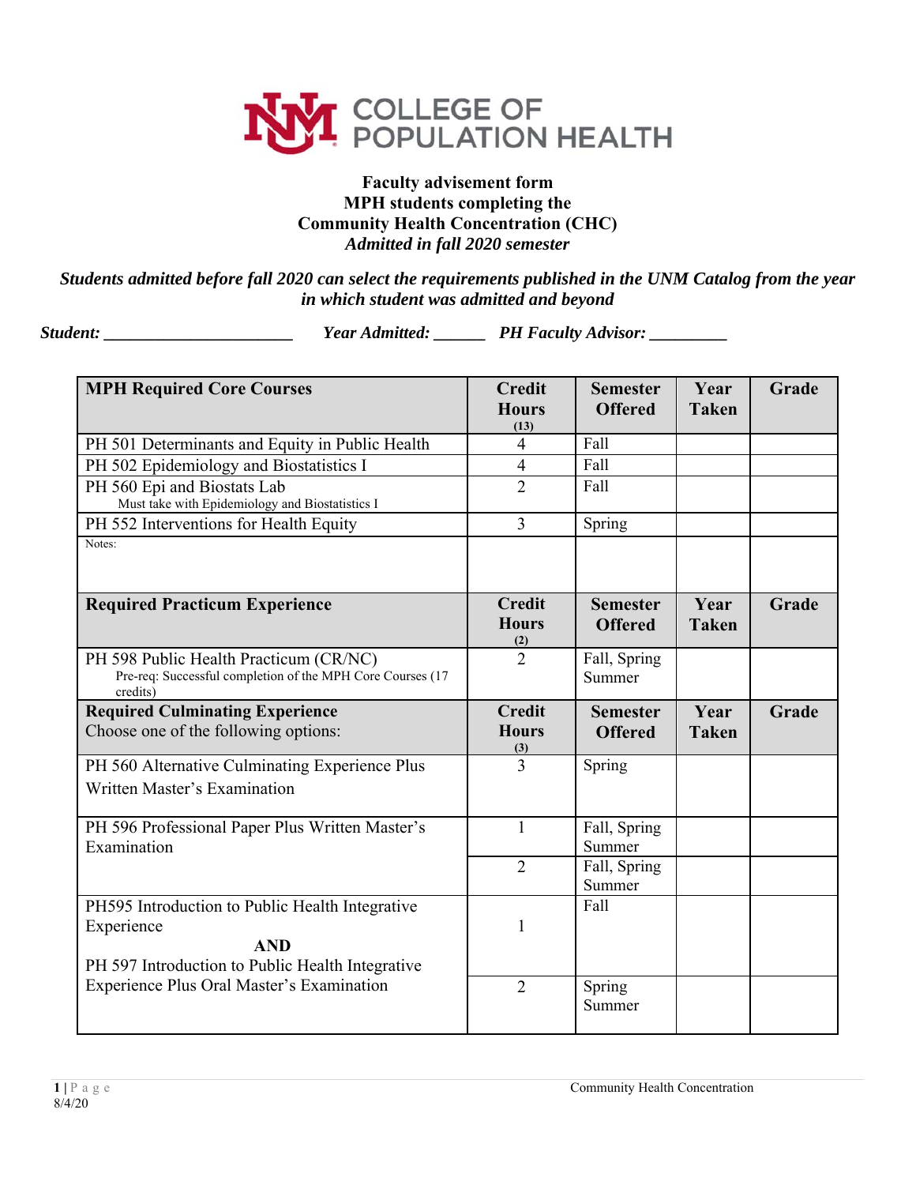# COLLEGE OF POPULATION HEALTH

**Faculty advisement form**
**MPH students completing the**
**Community Health Concentration (CHC)**
***Admitted in fall 2020 semester***

***Students admitted before fall 2020 can select the requirements published in the UNM Catalog from the year in which student was admitted and beyond***

***Student: ______________________ Year Admitted: ______ PH Faculty Advisor: _________***

| **MPH Required Core Courses** | **Credit Hours (13)** | **Semester Offered** | **Year Taken** | **Grade** |
|---|---|---|---|---|
| PH 501 Determinants and Equity in Public Health | 4 | Fall | | |
| PH 502 Epidemiology and Biostatistics I | 4 | Fall | | |
| PH 560 Epi and Biostats Lab<br>Must take with Epidemiology and Biostatistics I | 2 | Fall | | |
| PH 552 Interventions for Health Equity | 3 | Spring | | |
| Notes: | | | | |
| **Required Practicum Experience** | **Credit Hours (2)** | **Semester Offered** | **Year Taken** | **Grade** |
| PH 598 Public Health Practicum (CR/NC)<br>Pre-req: Successful completion of the MPH Core Courses (17 credits) | 2 | Fall, Spring Summer | | |
| **Required Culminating Experience**<br>Choose one of the following options: | **Credit Hours (3)** | **Semester Offered** | **Year Taken** | **Grade** |
| PH 560 Alternative Culminating Experience Plus Written Master's Examination | 3 | Spring | | |
| PH 596 Professional Paper Plus Written Master's Examination | 1 | Fall, Spring Summer | | |
| | 2 | Fall, Spring Summer | | |
| PH595 Introduction to Public Health Integrative Experience<br>**AND**<br>PH 597 Introduction to Public Health Integrative Experience Plus Oral Master's Examination | 1 | Fall | | |
| | 2 | Spring Summer | | |

8/4/20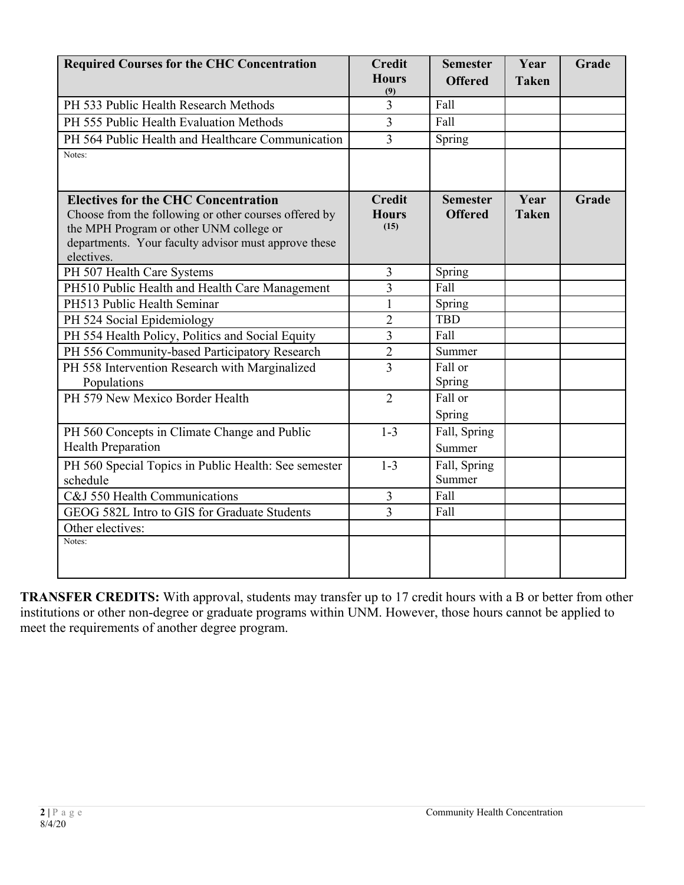| Required Courses for the CHC Concentration | Credit Hours (9) | Semester Offered | Year Taken | Grade |
|---|---|---|---|---|
| PH 533 Public Health Research Methods | 3 | Fall | | |
| PH 555 Public Health Evaluation Methods | 3 | Fall | | |
| PH 564 Public Health and Healthcare Communication | 3 | Spring | | |
| Notes: | | | | |

| **Electives for the CHC Concentration** Choose from the following or other courses offered by the MPH Program or other UNM college or departments. Your faculty advisor must approve these electives. | Credit Hours (15) | Semester Offered | Year Taken | Grade |
|---|---|---|---|---|
| PH 507 Health Care Systems | 3 | Spring | | |
| PH510 Public Health and Health Care Management | 3 | Fall | | |
| PH513 Public Health Seminar | 1 | Spring | | |
| PH 524 Social Epidemiology | 2 | TBD | | |
| PH 554 Health Policy, Politics and Social Equity | 3 | Fall | | |
| PH 556 Community-based Participatory Research | 2 | Summer | | |
| PH 558 Intervention Research with Marginalized Populations | 3 | Fall or Spring | | |
| PH 579 New Mexico Border Health | 2 | Fall or Spring | | |
| PH 560 Concepts in Climate Change and Public Health Preparation | 1-3 | Fall, Spring Summer | | |
| PH 560 Special Topics in Public Health: See semester schedule | 1-3 | Fall, Spring Summer | | |
| C&J 550 Health Communications | 3 | Fall | | |
| GEOG 582L Intro to GIS for Graduate Students | 3 | Fall | | |
| Other electives: | | | | |
| Notes: | | | | |

**TRANSFER CREDITS:** With approval, students may transfer up to 17 credit hours with a B or better from other institutions or other non-degree or graduate programs within UNM. However, those hours cannot be applied to meet the requirements of another degree program.